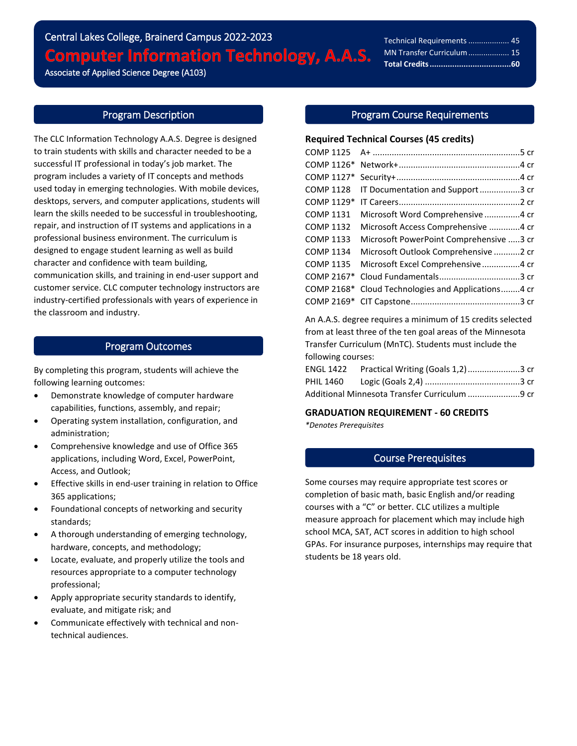Central Lakes College, Brainerd Campus 2022-2023

# Computer Information Technology, A.A.S.

Associate of Applied Science Degree (A103)

| | |
|---|---|
| Technical Requirements | 45 |
| MN Transfer Curriculum | 15 |
| **Total Credits** | **60** |

## Program Description

The CLC Information Technology A.A.S. Degree is designed to train students with skills and character needed to be a successful IT professional in today's job market. The program includes a variety of IT concepts and methods used today in emerging technologies. With mobile devices, desktops, servers, and computer applications, students will learn the skills needed to be successful in troubleshooting, repair, and instruction of IT systems and applications in a professional business environment. The curriculum is designed to engage student learning as well as build character and confidence with team building, communication skills, and training in end-user support and customer service. CLC computer technology instructors are industry-certified professionals with years of experience in the classroom and industry.

## Program Outcomes

By completing this program, students will achieve the following learning outcomes:

- Demonstrate knowledge of computer hardware capabilities, functions, assembly, and repair;
- Operating system installation, configuration, and administration;
- Comprehensive knowledge and use of Office 365 applications, including Word, Excel, PowerPoint, Access, and Outlook;
- Effective skills in end-user training in relation to Office 365 applications;
- Foundational concepts of networking and security standards;
- A thorough understanding of emerging technology, hardware, concepts, and methodology;
- Locate, evaluate, and properly utilize the tools and resources appropriate to a computer technology professional;
- Apply appropriate security standards to identify, evaluate, and mitigate risk; and
- Communicate effectively with technical and non-technical audiences.

## Program Course Requirements

**Required Technical Courses (45 credits)**

| Course | Title | Credits |
|---|---|---|
| COMP 1125 | A+ | 5 cr |
| COMP 1126* | Network+ | 4 cr |
| COMP 1127* | Security+ | 4 cr |
| COMP 1128 | IT Documentation and Support | 3 cr |
| COMP 1129* | IT Careers | 2 cr |
| COMP 1131 | Microsoft Word Comprehensive | 4 cr |
| COMP 1132 | Microsoft Access Comprehensive | 4 cr |
| COMP 1133 | Microsoft PowerPoint Comprehensive | 3 cr |
| COMP 1134 | Microsoft Outlook Comprehensive | 2 cr |
| COMP 1135 | Microsoft Excel Comprehensive | 4 cr |
| COMP 2167* | Cloud Fundamentals | 3 cr |
| COMP 2168* | Cloud Technologies and Applications | 4 cr |
| COMP 2169* | CIT Capstone | 3 cr |

An A.A.S. degree requires a minimum of 15 credits selected from at least three of the ten goal areas of the Minnesota Transfer Curriculum (MnTC). Students must include the following courses:

| Course | Title | Credits |
|---|---|---|
| ENGL 1422 | Practical Writing (Goals 1,2) | 3 cr |
| PHIL 1460 | Logic (Goals 2,4) | 3 cr |
| Additional Minnesota Transfer Curriculum | | 9 cr |

**GRADUATION REQUIREMENT - 60 CREDITS**

*\*Denotes Prerequisites*

## Course Prerequisites

Some courses may require appropriate test scores or completion of basic math, basic English and/or reading courses with a "C" or better. CLC utilizes a multiple measure approach for placement which may include high school MCA, SAT, ACT scores in addition to high school GPAs. For insurance purposes, internships may require that students be 18 years old.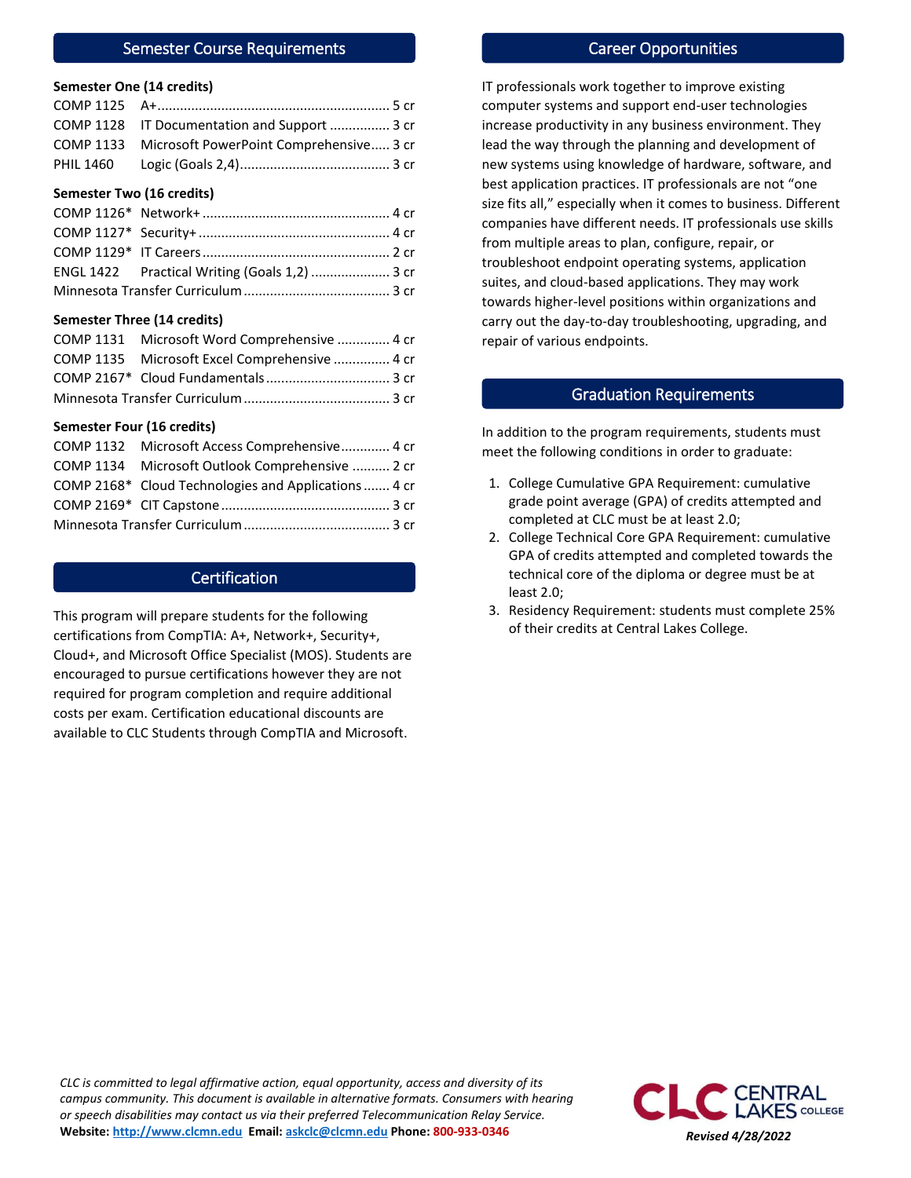## Semester Course Requirements

**Semester One (14 credits)**

| | | |
|---|---|---|
| COMP 1125 | A+ | 5 cr |
| COMP 1128 | IT Documentation and Support | 3 cr |
| COMP 1133 | Microsoft PowerPoint Comprehensive | 3 cr |
| PHIL 1460 | Logic (Goals 2,4) | 3 cr |

**Semester Two (16 credits)**

| | | |
|---|---|---|
| COMP 1126* | Network+ | 4 cr |
| COMP 1127* | Security+ | 4 cr |
| COMP 1129* | IT Careers | 2 cr |
| ENGL 1422 | Practical Writing (Goals 1,2) | 3 cr |
| Minnesota Transfer Curriculum | | 3 cr |

**Semester Three (14 credits)**

| | | |
|---|---|---|
| COMP 1131 | Microsoft Word Comprehensive | 4 cr |
| COMP 1135 | Microsoft Excel Comprehensive | 4 cr |
| COMP 2167* | Cloud Fundamentals | 3 cr |
| Minnesota Transfer Curriculum | | 3 cr |

**Semester Four (16 credits)**

| | | |
|---|---|---|
| COMP 1132 | Microsoft Access Comprehensive | 4 cr |
| COMP 1134 | Microsoft Outlook Comprehensive | 2 cr |
| COMP 2168* | Cloud Technologies and Applications | 4 cr |
| COMP 2169* | CIT Capstone | 3 cr |
| Minnesota Transfer Curriculum | | 3 cr |

## Certification

This program will prepare students for the following certifications from CompTIA: A+, Network+, Security+, Cloud+, and Microsoft Office Specialist (MOS). Students are encouraged to pursue certifications however they are not required for program completion and require additional costs per exam. Certification educational discounts are available to CLC Students through CompTIA and Microsoft.

## Career Opportunities

IT professionals work together to improve existing computer systems and support end-user technologies increase productivity in any business environment. They lead the way through the planning and development of new systems using knowledge of hardware, software, and best application practices. IT professionals are not "one size fits all," especially when it comes to business. Different companies have different needs. IT professionals use skills from multiple areas to plan, configure, repair, or troubleshoot endpoint operating systems, application suites, and cloud-based applications. They may work towards higher-level positions within organizations and carry out the day-to-day troubleshooting, upgrading, and repair of various endpoints.

## Graduation Requirements

In addition to the program requirements, students must meet the following conditions in order to graduate:

1. College Cumulative GPA Requirement: cumulative grade point average (GPA) of credits attempted and completed at CLC must be at least 2.0;
2. College Technical Core GPA Requirement: cumulative GPA of credits attempted and completed towards the technical core of the diploma or degree must be at least 2.0;
3. Residency Requirement: students must complete 25% of their credits at Central Lakes College.

*CLC is committed to legal affirmative action, equal opportunity, access and diversity of its campus community. This document is available in alternative formats. Consumers with hearing or speech disabilities may contact us via their preferred Telecommunication Relay Service.*
**Website:** http://www.clcmn.edu **Email:** askclc@clcmn.edu **Phone:** 800-933-0346

CLC CENTRAL LAKES COLLEGE

***Revised 4/28/2022***